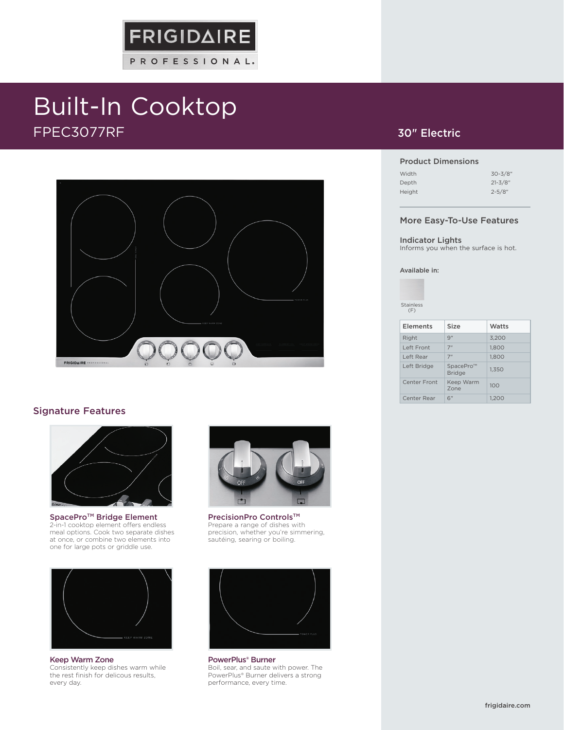FRIGIDAIRE PROFESSIONAL.

# Built-In Cooktop

FPEC3077RF

## 30" Electric

### Product Dimensions

| | |
|---|---|
| Width | 30-3/8" |
| Depth | 21-3/8" |
| Height | 2-5/8" |

### More Easy-To-Use Features

**Indicator Lights**
Informs you when the surface is hot.

**Available in:**

Stainless (F)

| Elements | Size | Watts |
|---|---|---|
| Right | 9" | 3,200 |
| Left Front | 7" | 1,800 |
| Left Rear | 7" | 1,800 |
| Left Bridge | SpacePro™ Bridge | 1,350 |
| Center Front | Keep Warm Zone | 100 |
| Center Rear | 6" | 1,200 |

## Signature Features

**SpacePro™ Bridge Element**
2-in-1 cooktop element offers endless meal options. Cook two separate dishes at once, or combine two elements into one for large pots or griddle use.

**PrecisionPro Controls™**
Prepare a range of dishes with precision, whether you're simmering, sautéing, searing or boiling.

**Keep Warm Zone**
Consistently keep dishes warm while the rest finish for delicous results, every day.

**PowerPlus® Burner**
Boil, sear, and saute with power. The PowerPlus® Burner delivers a strong performance, every time.

frigidaire.com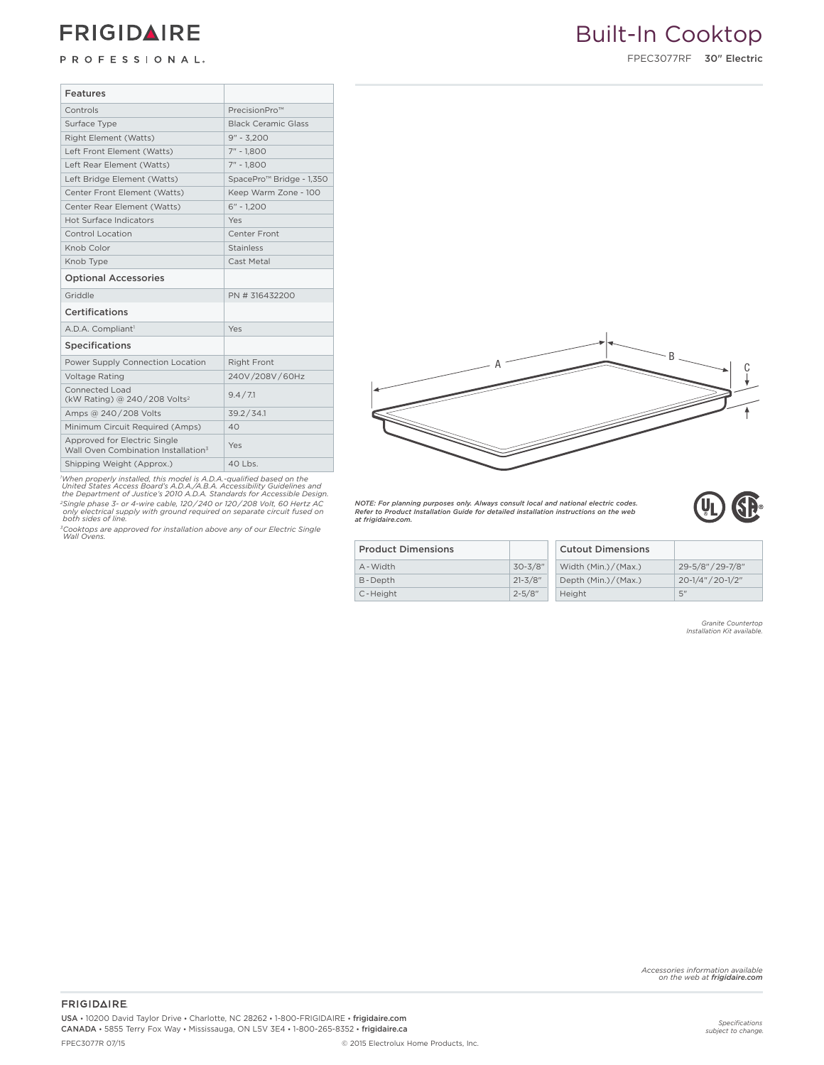# FRIGIDAIRE PROFESSIONAL

# Built-In Cooktop

FPEC3077RF **30" Electric**

| Features | |
|---|---|
| Controls | PrecisionPro™ |
| Surface Type | Black Ceramic Glass |
| Right Element (Watts) | 9" - 3,200 |
| Left Front Element (Watts) | 7" - 1,800 |
| Left Rear Element (Watts) | 7" - 1,800 |
| Left Bridge Element (Watts) | SpacePro™ Bridge - 1,350 |
| Center Front Element (Watts) | Keep Warm Zone - 100 |
| Center Rear Element (Watts) | 6" - 1,200 |
| Hot Surface Indicators | Yes |
| Control Location | Center Front |
| Knob Color | Stainless |
| Knob Type | Cast Metal |
| **Optional Accessories** | |
| Griddle | PN # 316432200 |
| **Certifications** | |
| A.D.A. Compliant[1] | Yes |
| **Specifications** | |
| Power Supply Connection Location | Right Front |
| Voltage Rating | 240V / 208V / 60Hz |
| Connected Load (kW Rating) @ 240 / 208 Volts[2] | 9.4 / 7.1 |
| Amps @ 240 / 208 Volts | 39.2 / 34.1 |
| Minimum Circuit Required (Amps) | 40 |
| Approved for Electric Single Wall Oven Combination Installation[3] | Yes |
| Shipping Weight (Approx.) | 40 Lbs. |

*[1]When properly installed, this model is A.D.A.-qualified based on the United States Access Board's A.D.A./A.B.A. Accessibility Guidelines and the Department of Justice's 2010 A.D.A. Standards for Accessible Design.*

*[2]Single phase 3- or 4-wire cable, 120 / 240 or 120 / 208 Volt, 60 Hertz AC only electrical supply with ground required on separate circuit fused on both sides of line.*

*[3]Cooktops are approved for installation above any of our Electric Single Wall Ovens.*

***NOTE: For planning purposes only. Always consult local and national electric codes. Refer to Product Installation Guide for detailed installation instructions on the web at frigidaire.com.***

| Product Dimensions | |
|---|---|
| A - Width | 30-3/8" |
| B - Depth | 21-3/8" |
| C - Height | 2-5/8" |

| Cutout Dimensions | |
|---|---|
| Width (Min.) / (Max.) | 29-5/8" / 29-7/8" |
| Depth (Min.) / (Max.) | 20-1/4" / 20-1/2" |
| Height | 5" |

*Granite Countertop Installation Kit available.*

*Accessories information available on the web at **frigidaire.com***

FRIGIDAIRE

USA • 10200 David Taylor Drive • Charlotte, NC 28262 • 1-800-FRIGIDAIRE • frigidaire.com
CANADA • 5855 Terry Fox Way • Mississauga, ON L5V 3E4 • 1-800-265-8352 • frigidaire.ca

FPEC3077R 07/15 © 2015 Electrolux Home Products, Inc.

*Specifications subject to change.*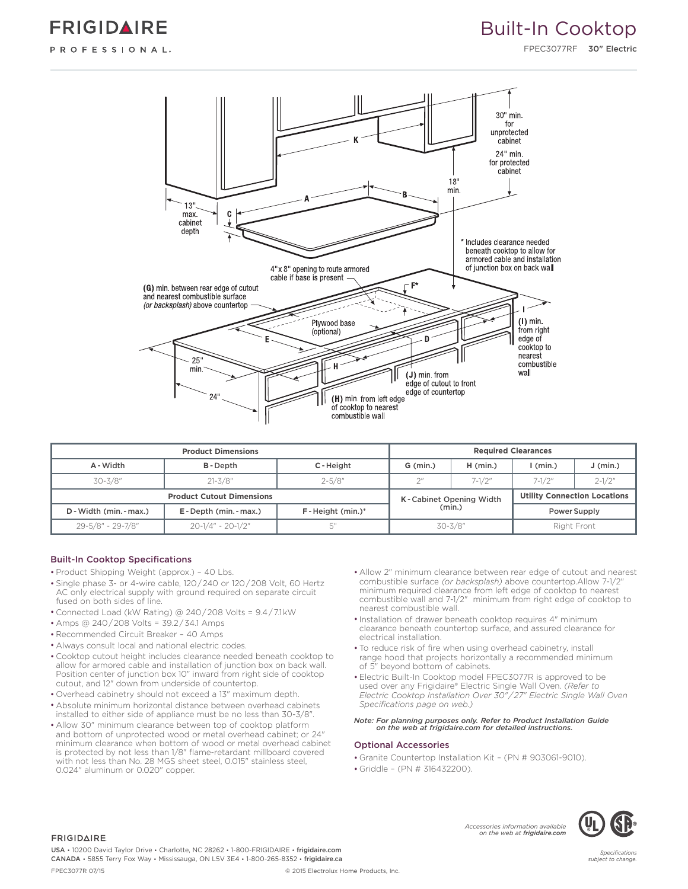# FRIGIDAIRE PROFESSIONAL.

# Built-In Cooktop

FPEC3077RF **30" Electric**

30" min. for unprotected cabinet

24" min. for protected cabinet

18" min.

K

A

B

13" max. cabinet depth

C

\* Includes clearance needed beneath cooktop to allow for armored cable and installation of junction box on back wall

4"x 8" opening to route armored cable if base is present

F*

**(G)** min. between rear edge of cutout and nearest combustible surface *(or backsplash)* above countertop

Plywood base (optional)

E

D

I

**(I)** min. from right edge of cooktop to nearest combustible wall

25" min.

H

**(J)** min. from edge of cutout to front edge of countertop

24"

**(H)** min. from left edge of cooktop to nearest combustible wall

| Product Dimensions | | | Required Clearances | | | |
|---|---|---|---|---|---|---|
| **A - Width** | **B - Depth** | **C - Height** | **G (min.)** | **H (min.)** | **I (min.)** | **J (min.)** |
| 30-3/8" | 21-3/8" | 2-5/8" | 2" | 7-1/2" | 7-1/2" | 2-1/2" |
| **Product Cutout Dimensions** | | | **K - Cabinet Opening Width (min.)** | | **Utility Connection Locations** | |
| **D - Width (min. - max.)** | **E - Depth (min. - max.)** | **F - Height (min.)*** | | | **Power Supply** | |
| 29-5/8" - 29-7/8" | 20-1/4" - 20-1/2" | 5" | 30-3/8" | | Right Front | |

## Built-In Cooktop Specifications

- Product Shipping Weight (approx.) – 40 Lbs.
- Single phase 3- or 4-wire cable, 120 / 240 or 120 / 208 Volt, 60 Hertz AC only electrical supply with ground required on separate circuit fused on both sides of line.
- Connected Load (kW Rating) @ 240 / 208 Volts = 9.4 / 7.1 kW
- Amps @ 240 / 208 Volts = 39.2 / 34.1 Amps
- Recommended Circuit Breaker – 40 Amps
- Always consult local and national electric codes.
- Cooktop cutout height includes clearance needed beneath cooktop to allow for armored cable and installation of junction box on back wall. Position center of junction box 10" inward from right side of cooktop cutout, and 12" down from underside of countertop.
- Overhead cabinetry should not exceed a 13" maximum depth.
- Absolute minimum horizontal distance between overhead cabinets installed to either side of appliance must be no less than 30-3/8".
- Allow 30" minimum clearance between top of cooktop platform and bottom of unprotected wood or metal overhead cabinet; or 24" minimum clearance when bottom of wood or metal overhead cabinet is protected by not less than 1/8" flame-retardant millboard covered with not less than No. 28 MGS sheet steel, 0.015" stainless steel, 0.024" aluminum or 0.020" copper.
- Allow 2" minimum clearance between rear edge of cutout and nearest combustible surface *(or backsplash)* above countertop. Allow 7-1/2" minimum required clearance from left edge of cooktop to nearest combustible wall and 7-1/2" minimum from right edge of cooktop to nearest combustible wall.
- Installation of drawer beneath cooktop requires 4" minimum clearance beneath countertop surface, and assured clearance for electrical installation.
- To reduce risk of fire when using overhead cabinetry, install range hood that projects horizontally a recommended minimum of 5" beyond bottom of cabinets.
- Electric Built-In Cooktop model FPEC3077R is approved to be used over any Frigidaire® Electric Single Wall Oven. *(Refer to Electric Cooktop Installation Over 30" / 27" Electric Single Wall Oven Specifications page on web.)*

***Note:** For planning purposes only. Refer to Product Installation Guide on the web at frigidaire.com for detailed instructions.*

## Optional Accessories

- Granite Countertop Installation Kit – (PN # 903061-9010).
- Griddle – (PN # 316432200).

*Accessories information available on the web at **frigidaire.com***

FRIGIDAIRE.

USA • 10200 David Taylor Drive • Charlotte, NC 28262 • 1-800-FRIGIDAIRE • **frigidaire.com**
CANADA • 5855 Terry Fox Way • Mississauga, ON L5V 3E4 • 1-800-265-8352 • **frigidaire.ca**

*Specifications subject to change.*

FPEC3077R 07/15 © 2015 Electrolux Home Products, Inc.